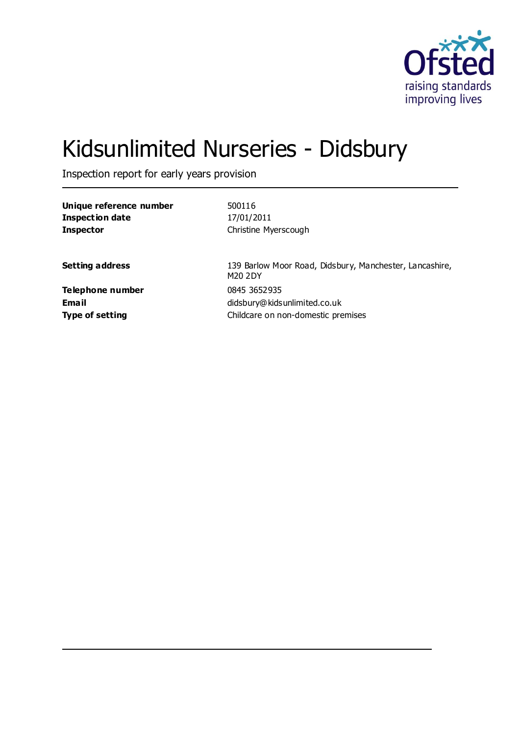# Kidsunlimited Nurseries - Didsbury

Inspection report for early years provision

| | |
|---|---|
| **Unique reference number** | 500116 |
| **Inspection date** | 17/01/2011 |
| **Inspector** | Christine Myerscough |

| | |
|---|---|
| **Setting address** | 139 Barlow Moor Road, Didsbury, Manchester, Lancashire, M20 2DY |
| **Telephone number** | 0845 3652935 |
| **Email** | didsbury@kidsunlimited.co.uk |
| **Type of setting** | Childcare on non-domestic premises |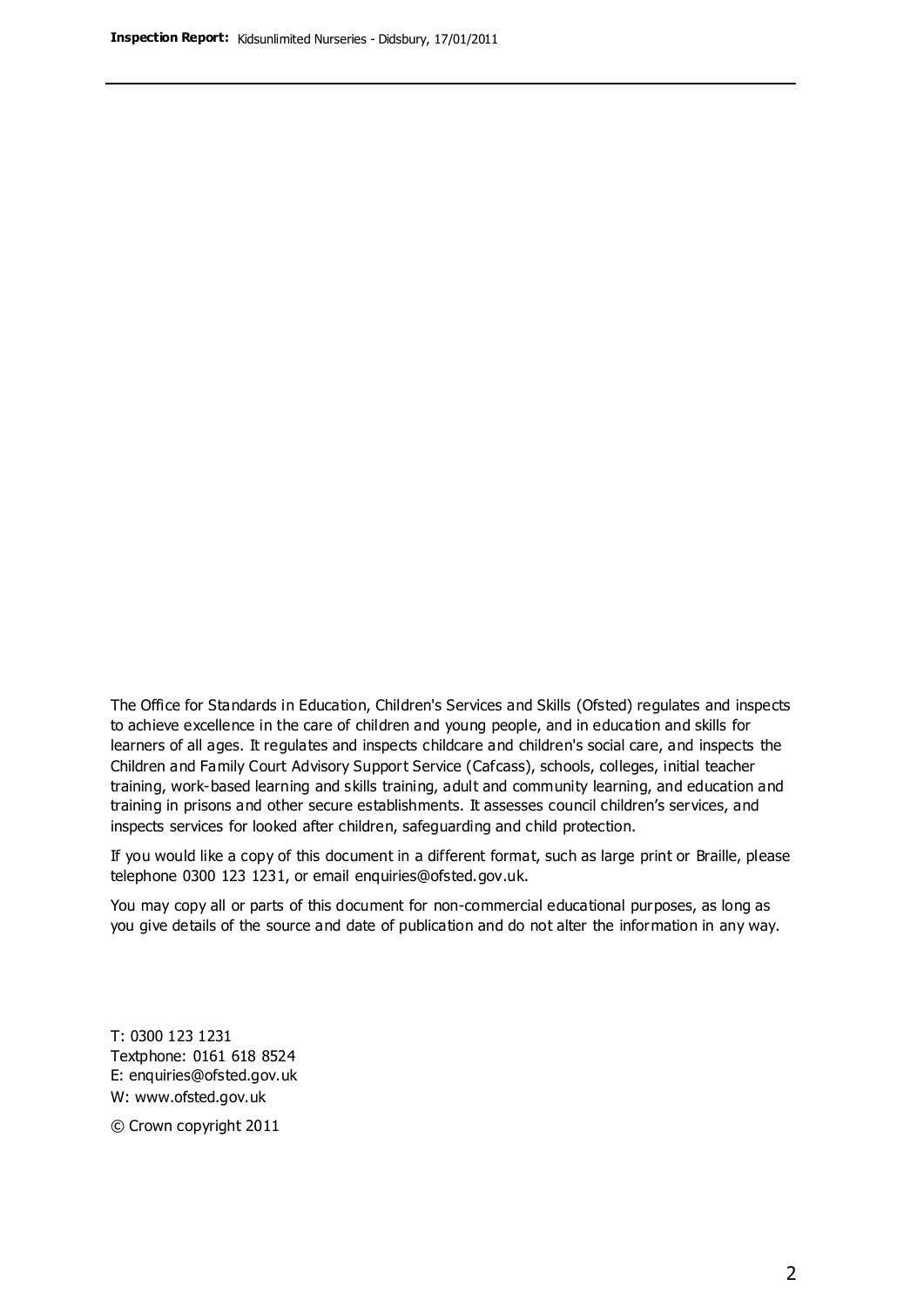The Office for Standards in Education, Children's Services and Skills (Ofsted) regulates and inspects to achieve excellence in the care of children and young people, and in education and skills for learners of all ages. It regulates and inspects childcare and children's social care, and inspects the Children and Family Court Advisory Support Service (Cafcass), schools, colleges, initial teacher training, work-based learning and skills training, adult and community learning, and education and training in prisons and other secure establishments. It assesses council children's services, and inspects services for looked after children, safeguarding and child protection.

If you would like a copy of this document in a different format, such as large print or Braille, please telephone 0300 123 1231, or email enquiries@ofsted.gov.uk.

You may copy all or parts of this document for non-commercial educational purposes, as long as you give details of the source and date of publication and do not alter the information in any way.

T: 0300 123 1231
Textphone: 0161 618 8524
E: enquiries@ofsted.gov.uk
W: www.ofsted.gov.uk

© Crown copyright 2011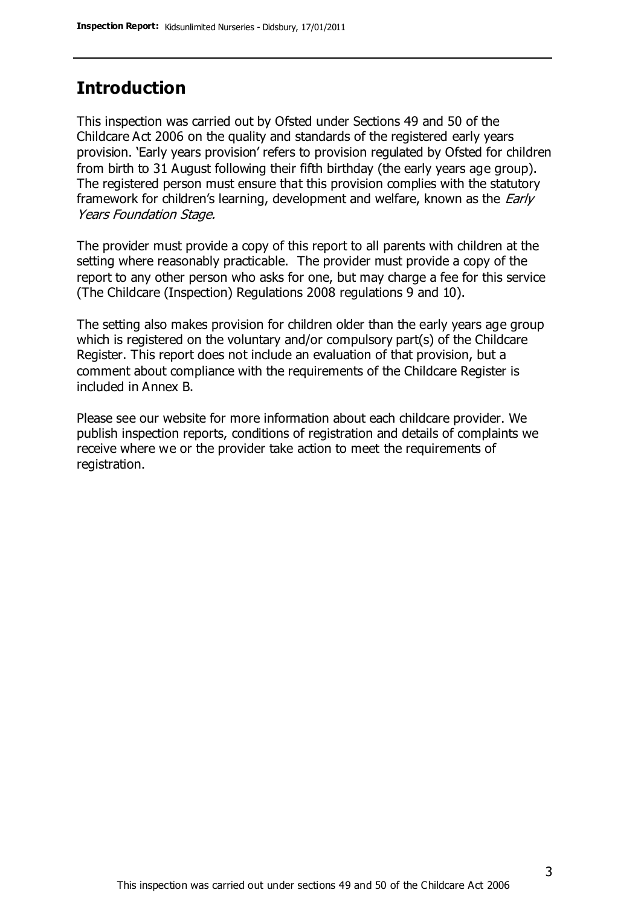## Introduction

This inspection was carried out by Ofsted under Sections 49 and 50 of the Childcare Act 2006 on the quality and standards of the registered early years provision. 'Early years provision' refers to provision regulated by Ofsted for children from birth to 31 August following their fifth birthday (the early years age group). The registered person must ensure that this provision complies with the statutory framework for children's learning, development and welfare, known as the *Early Years Foundation Stage.*

The provider must provide a copy of this report to all parents with children at the setting where reasonably practicable. The provider must provide a copy of the report to any other person who asks for one, but may charge a fee for this service (The Childcare (Inspection) Regulations 2008 regulations 9 and 10).

The setting also makes provision for children older than the early years age group which is registered on the voluntary and/or compulsory part(s) of the Childcare Register. This report does not include an evaluation of that provision, but a comment about compliance with the requirements of the Childcare Register is included in Annex B.

Please see our website for more information about each childcare provider. We publish inspection reports, conditions of registration and details of complaints we receive where we or the provider take action to meet the requirements of registration.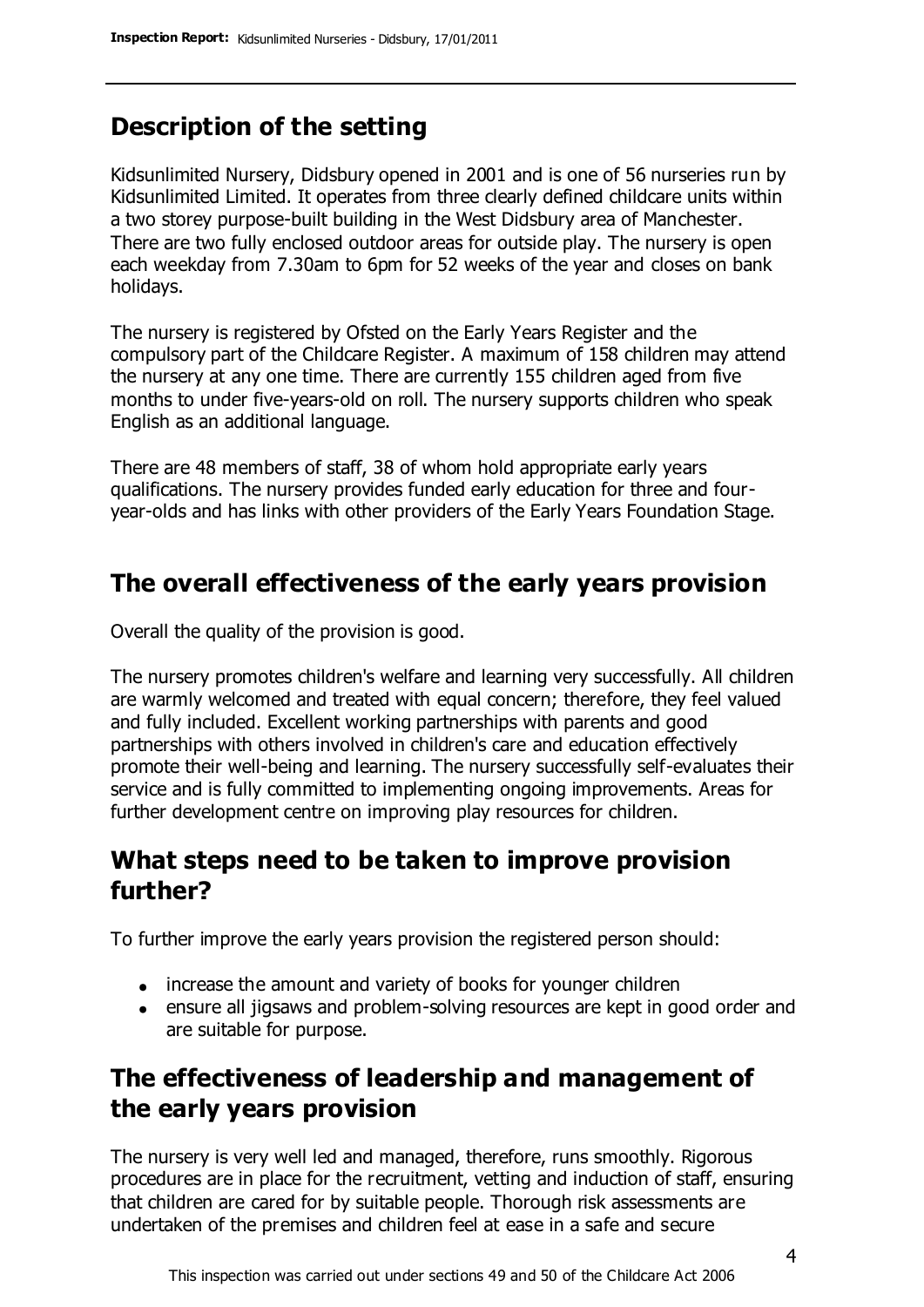## Description of the setting

Kidsunlimited Nursery, Didsbury opened in 2001 and is one of 56 nurseries run by Kidsunlimited Limited. It operates from three clearly defined childcare units within a two storey purpose-built building in the West Didsbury area of Manchester. There are two fully enclosed outdoor areas for outside play. The nursery is open each weekday from 7.30am to 6pm for 52 weeks of the year and closes on bank holidays.

The nursery is registered by Ofsted on the Early Years Register and the compulsory part of the Childcare Register. A maximum of 158 children may attend the nursery at any one time. There are currently 155 children aged from five months to under five-years-old on roll. The nursery supports children who speak English as an additional language.

There are 48 members of staff, 38 of whom hold appropriate early years qualifications. The nursery provides funded early education for three and four-year-olds and has links with other providers of the Early Years Foundation Stage.

## The overall effectiveness of the early years provision

Overall the quality of the provision is good.

The nursery promotes children's welfare and learning very successfully. All children are warmly welcomed and treated with equal concern; therefore, they feel valued and fully included. Excellent working partnerships with parents and good partnerships with others involved in children's care and education effectively promote their well-being and learning. The nursery successfully self-evaluates their service and is fully committed to implementing ongoing improvements. Areas for further development centre on improving play resources for children.

## What steps need to be taken to improve provision further?

To further improve the early years provision the registered person should:

- increase the amount and variety of books for younger children
- ensure all jigsaws and problem-solving resources are kept in good order and are suitable for purpose.

## The effectiveness of leadership and management of the early years provision

The nursery is very well led and managed, therefore, runs smoothly. Rigorous procedures are in place for the recruitment, vetting and induction of staff, ensuring that children are cared for by suitable people. Thorough risk assessments are undertaken of the premises and children feel at ease in a safe and secure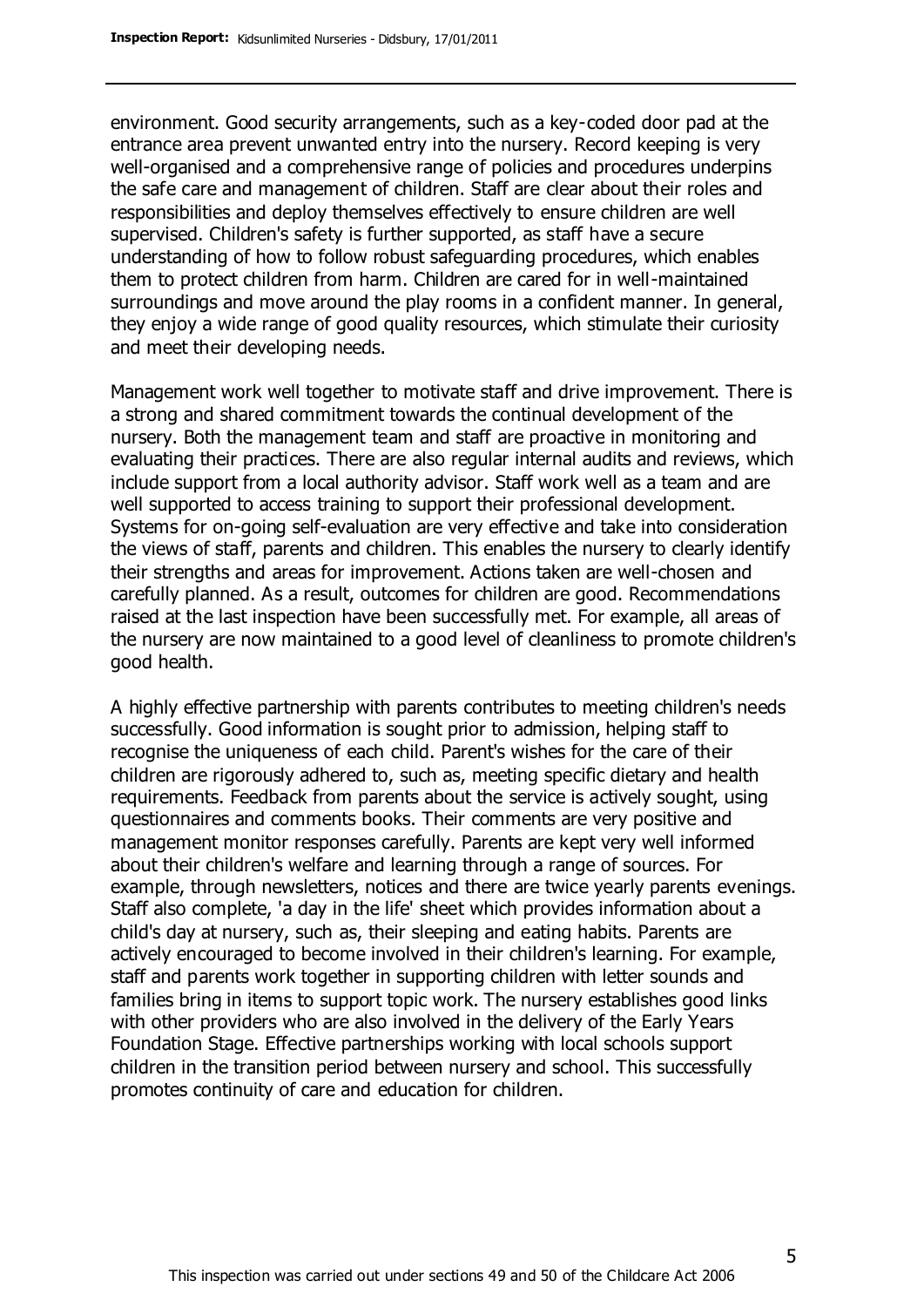environment. Good security arrangements, such as a key-coded door pad at the entrance area prevent unwanted entry into the nursery. Record keeping is very well-organised and a comprehensive range of policies and procedures underpins the safe care and management of children. Staff are clear about their roles and responsibilities and deploy themselves effectively to ensure children are well supervised. Children's safety is further supported, as staff have a secure understanding of how to follow robust safeguarding procedures, which enables them to protect children from harm. Children are cared for in well-maintained surroundings and move around the play rooms in a confident manner. In general, they enjoy a wide range of good quality resources, which stimulate their curiosity and meet their developing needs.

Management work well together to motivate staff and drive improvement. There is a strong and shared commitment towards the continual development of the nursery. Both the management team and staff are proactive in monitoring and evaluating their practices. There are also regular internal audits and reviews, which include support from a local authority advisor. Staff work well as a team and are well supported to access training to support their professional development. Systems for on-going self-evaluation are very effective and take into consideration the views of staff, parents and children. This enables the nursery to clearly identify their strengths and areas for improvement. Actions taken are well-chosen and carefully planned. As a result, outcomes for children are good. Recommendations raised at the last inspection have been successfully met. For example, all areas of the nursery are now maintained to a good level of cleanliness to promote children's good health.

A highly effective partnership with parents contributes to meeting children's needs successfully. Good information is sought prior to admission, helping staff to recognise the uniqueness of each child. Parent's wishes for the care of their children are rigorously adhered to, such as, meeting specific dietary and health requirements. Feedback from parents about the service is actively sought, using questionnaires and comments books. Their comments are very positive and management monitor responses carefully. Parents are kept very well informed about their children's welfare and learning through a range of sources. For example, through newsletters, notices and there are twice yearly parents evenings. Staff also complete, 'a day in the life' sheet which provides information about a child's day at nursery, such as, their sleeping and eating habits. Parents are actively encouraged to become involved in their children's learning. For example, staff and parents work together in supporting children with letter sounds and families bring in items to support topic work. The nursery establishes good links with other providers who are also involved in the delivery of the Early Years Foundation Stage. Effective partnerships working with local schools support children in the transition period between nursery and school. This successfully promotes continuity of care and education for children.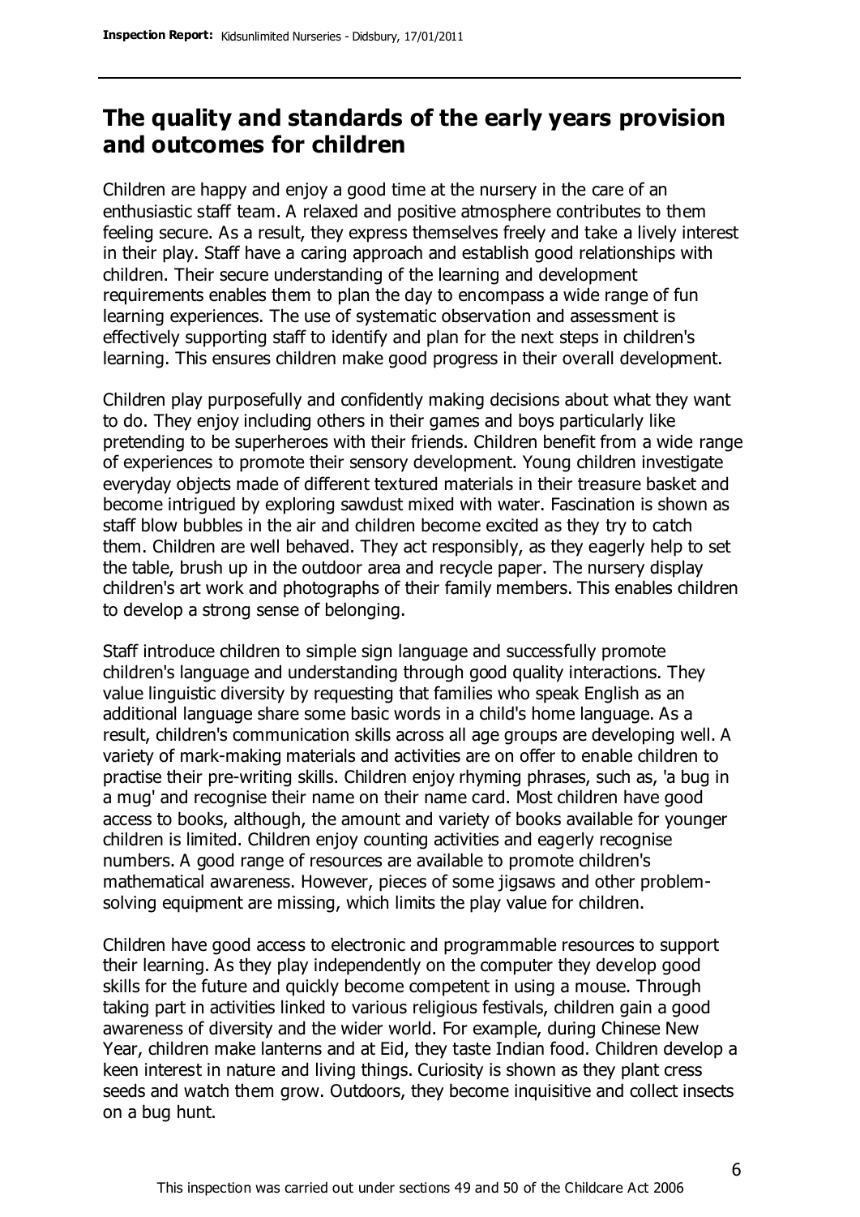## The quality and standards of the early years provision and outcomes for children

Children are happy and enjoy a good time at the nursery in the care of an enthusiastic staff team. A relaxed and positive atmosphere contributes to them feeling secure. As a result, they express themselves freely and take a lively interest in their play. Staff have a caring approach and establish good relationships with children. Their secure understanding of the learning and development requirements enables them to plan the day to encompass a wide range of fun learning experiences. The use of systematic observation and assessment is effectively supporting staff to identify and plan for the next steps in children's learning. This ensures children make good progress in their overall development.

Children play purposefully and confidently making decisions about what they want to do. They enjoy including others in their games and boys particularly like pretending to be superheroes with their friends. Children benefit from a wide range of experiences to promote their sensory development. Young children investigate everyday objects made of different textured materials in their treasure basket and become intrigued by exploring sawdust mixed with water. Fascination is shown as staff blow bubbles in the air and children become excited as they try to catch them. Children are well behaved. They act responsibly, as they eagerly help to set the table, brush up in the outdoor area and recycle paper. The nursery display children's art work and photographs of their family members. This enables children to develop a strong sense of belonging.

Staff introduce children to simple sign language and successfully promote children's language and understanding through good quality interactions. They value linguistic diversity by requesting that families who speak English as an additional language share some basic words in a child's home language. As a result, children's communication skills across all age groups are developing well. A variety of mark-making materials and activities are on offer to enable children to practise their pre-writing skills. Children enjoy rhyming phrases, such as, 'a bug in a mug' and recognise their name on their name card. Most children have good access to books, although, the amount and variety of books available for younger children is limited. Children enjoy counting activities and eagerly recognise numbers. A good range of resources are available to promote children's mathematical awareness. However, pieces of some jigsaws and other problem-solving equipment are missing, which limits the play value for children.

Children have good access to electronic and programmable resources to support their learning. As they play independently on the computer they develop good skills for the future and quickly become competent in using a mouse. Through taking part in activities linked to various religious festivals, children gain a good awareness of diversity and the wider world. For example, during Chinese New Year, children make lanterns and at Eid, they taste Indian food. Children develop a keen interest in nature and living things. Curiosity is shown as they plant cress seeds and watch them grow. Outdoors, they become inquisitive and collect insects on a bug hunt.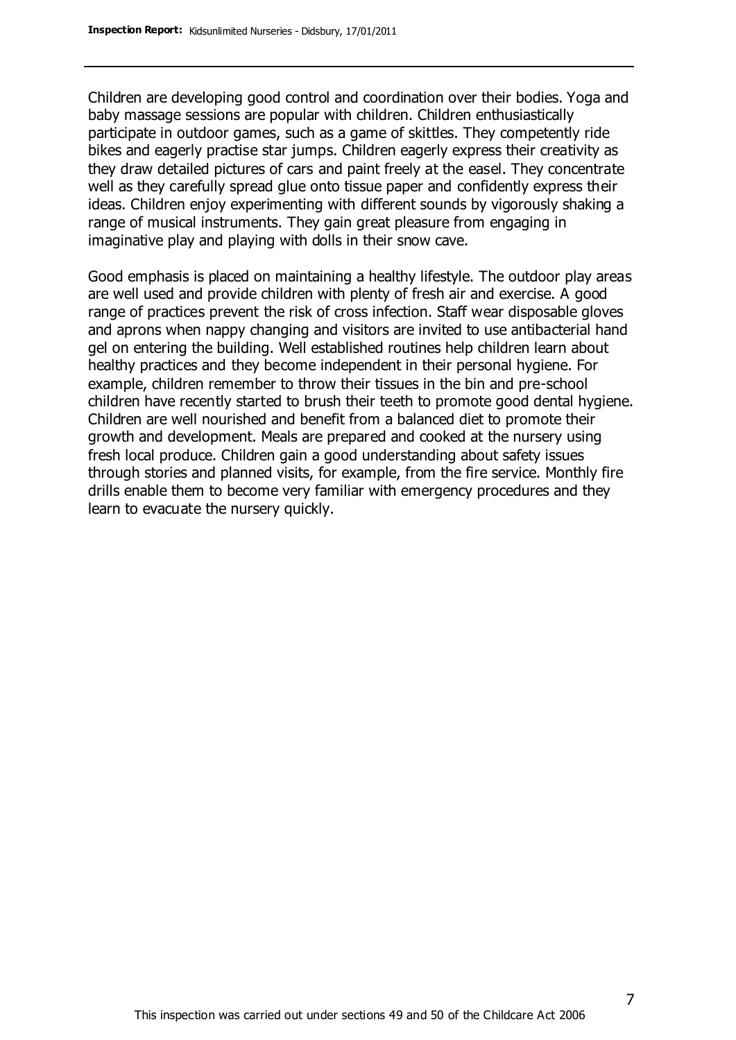Children are developing good control and coordination over their bodies. Yoga and baby massage sessions are popular with children. Children enthusiastically participate in outdoor games, such as a game of skittles. They competently ride bikes and eagerly practise star jumps. Children eagerly express their creativity as they draw detailed pictures of cars and paint freely at the easel. They concentrate well as they carefully spread glue onto tissue paper and confidently express their ideas. Children enjoy experimenting with different sounds by vigorously shaking a range of musical instruments. They gain great pleasure from engaging in imaginative play and playing with dolls in their snow cave.

Good emphasis is placed on maintaining a healthy lifestyle. The outdoor play areas are well used and provide children with plenty of fresh air and exercise. A good range of practices prevent the risk of cross infection. Staff wear disposable gloves and aprons when nappy changing and visitors are invited to use antibacterial hand gel on entering the building. Well established routines help children learn about healthy practices and they become independent in their personal hygiene. For example, children remember to throw their tissues in the bin and pre-school children have recently started to brush their teeth to promote good dental hygiene. Children are well nourished and benefit from a balanced diet to promote their growth and development. Meals are prepared and cooked at the nursery using fresh local produce. Children gain a good understanding about safety issues through stories and planned visits, for example, from the fire service. Monthly fire drills enable them to become very familiar with emergency procedures and they learn to evacuate the nursery quickly.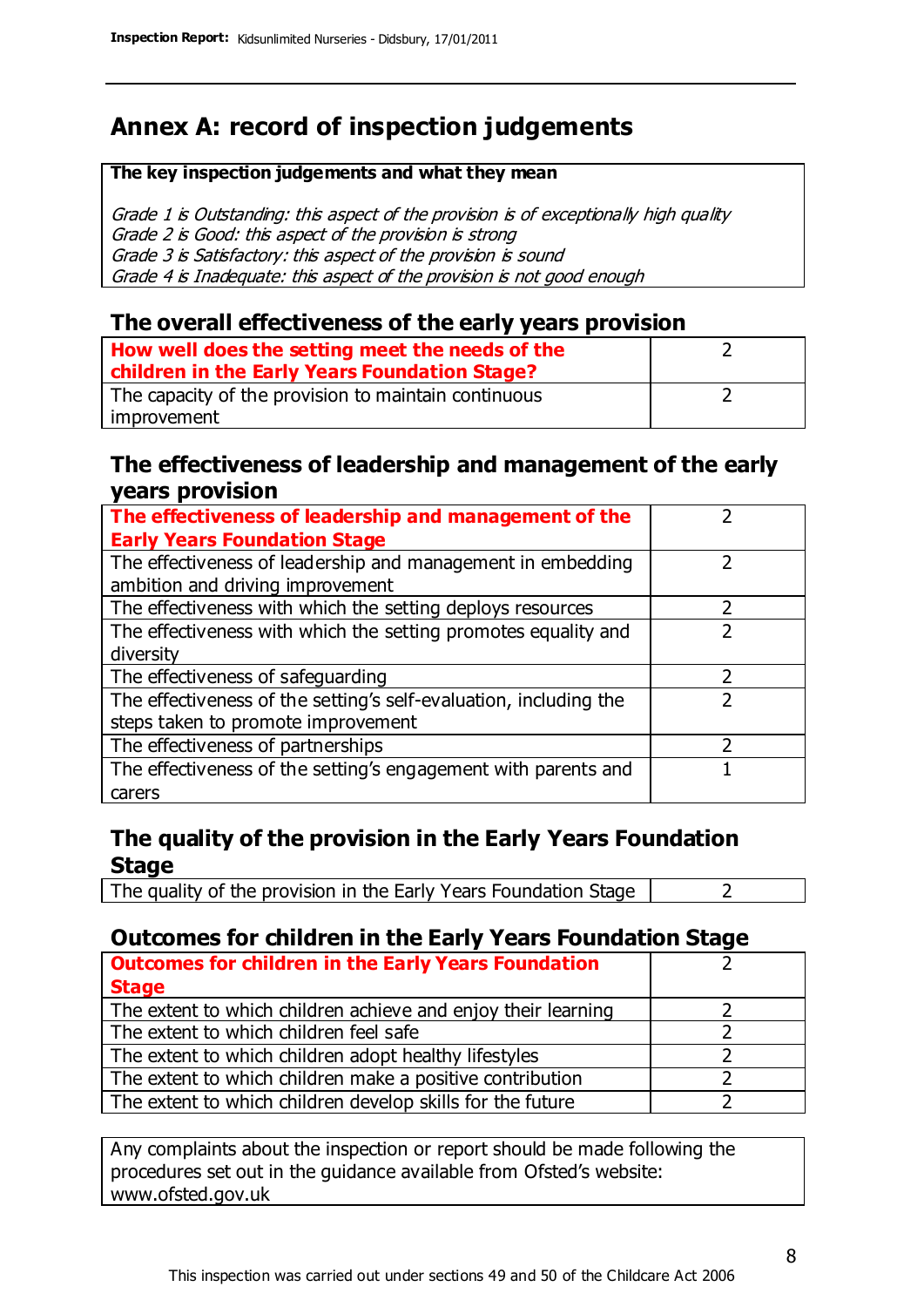# Annex A: record of inspection judgements

**The key inspection judgements and what they mean**

*Grade 1 is Outstanding: this aspect of the provision is of exceptionally high quality*
*Grade 2 is Good: this aspect of the provision is strong*
*Grade 3 is Satisfactory: this aspect of the provision is sound*
*Grade 4 is Inadequate: this aspect of the provision is not good enough*

## The overall effectiveness of the early years provision

| | |
|---|---|
| **How well does the setting meet the needs of the children in the Early Years Foundation Stage?** | 2 |
| The capacity of the provision to maintain continuous improvement | 2 |

## The effectiveness of leadership and management of the early years provision

| | |
|---|---|
| **The effectiveness of leadership and management of the Early Years Foundation Stage** | 2 |
| The effectiveness of leadership and management in embedding ambition and driving improvement | 2 |
| The effectiveness with which the setting deploys resources | 2 |
| The effectiveness with which the setting promotes equality and diversity | 2 |
| The effectiveness of safeguarding | 2 |
| The effectiveness of the setting's self-evaluation, including the steps taken to promote improvement | 2 |
| The effectiveness of partnerships | 2 |
| The effectiveness of the setting's engagement with parents and carers | 1 |

## The quality of the provision in the Early Years Foundation Stage

| | |
|---|---|
| The quality of the provision in the Early Years Foundation Stage | 2 |

## Outcomes for children in the Early Years Foundation Stage

| | |
|---|---|
| **Outcomes for children in the Early Years Foundation Stage** | 2 |
| The extent to which children achieve and enjoy their learning | 2 |
| The extent to which children feel safe | 2 |
| The extent to which children adopt healthy lifestyles | 2 |
| The extent to which children make a positive contribution | 2 |
| The extent to which children develop skills for the future | 2 |

Any complaints about the inspection or report should be made following the procedures set out in the guidance available from Ofsted's website: www.ofsted.gov.uk

This inspection was carried out under sections 49 and 50 of the Childcare Act 2006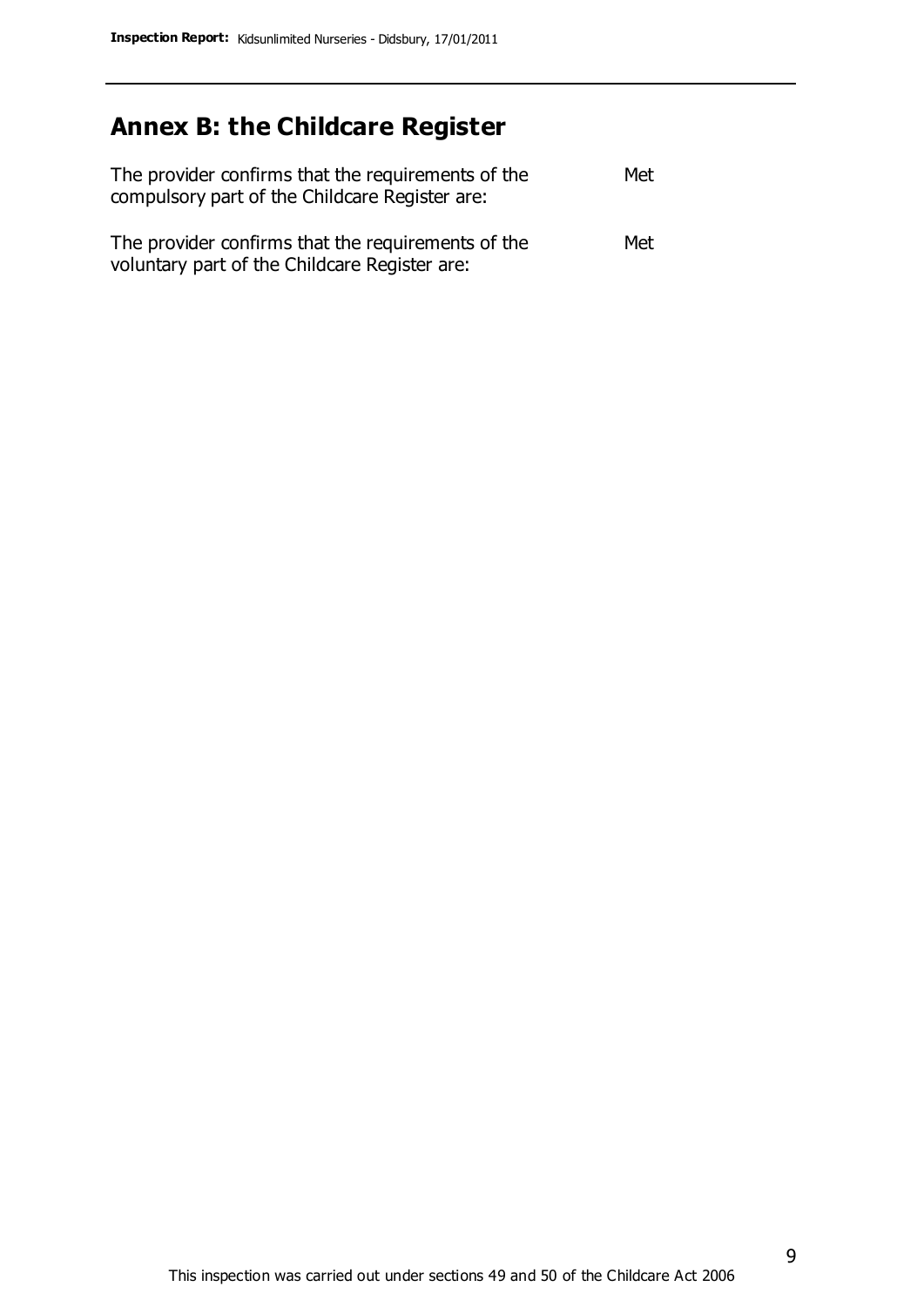## Annex B: the Childcare Register

| | |
|---|---|
| The provider confirms that the requirements of the compulsory part of the Childcare Register are: | Met |
| The provider confirms that the requirements of the voluntary part of the Childcare Register are: | Met |

This inspection was carried out under sections 49 and 50 of the Childcare Act 2006